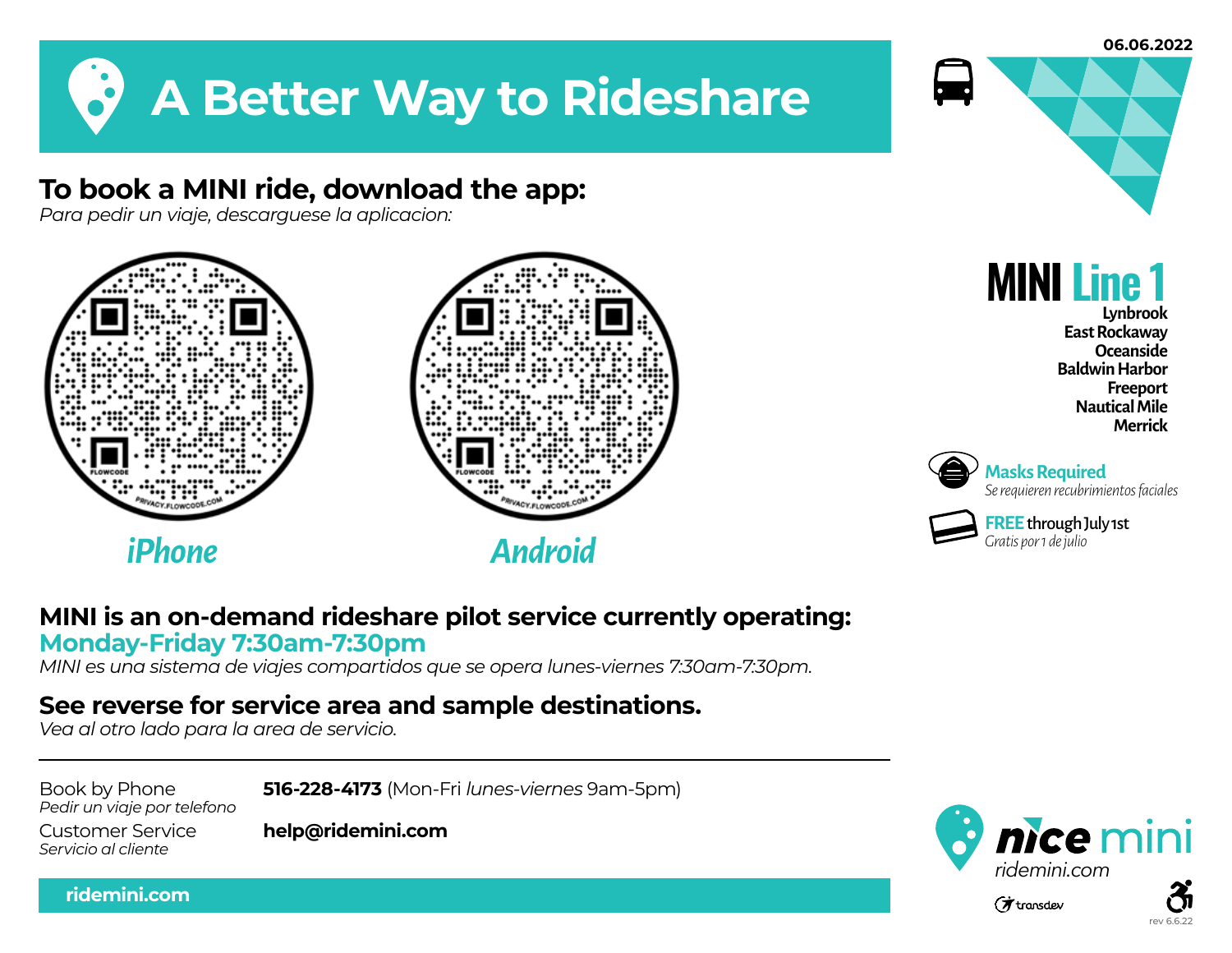06.06.2022

# A Better Way to Rideshare

## To book a MINI ride, download the app:

*Para pedir un viaje, descarguese la aplicacion:*

*iPhone*

*Android*

## MINI Line 1

Lynbrook
East Rockaway
Oceanside
Baldwin Harbor
Freeport
Nautical Mile
Merrick

**Masks Required**
*Se requieren recubrimientos faciales*

**FREE** through July 1st
*Gratis por 1 de julio*

### MINI is an on-demand rideshare pilot service currently operating:

**Monday-Friday 7:30am-7:30pm**

*MINI es una sistema de viajes compartidos que se opera lunes-viernes 7:30am-7:30pm.*

### See reverse for service area and sample destinations.

*Vea al otro lado para la area de servicio.*

---

Book by Phone
*Pedir un viaje por telefono*
**516-228-4173** (Mon-Fri *lunes-viernes* 9am-5pm)

Customer Service
*Servicio al cliente*
**help@ridemini.com**

**ridemini.com**

nice mini
*ridemini.com*

transdev

rev 6.6.22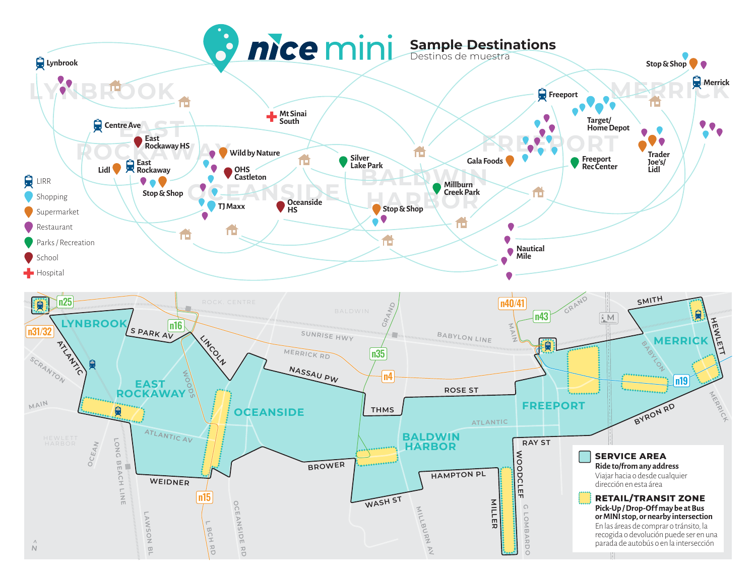# nice mini

## Sample Destinations
Destinos de muestra

- LIRR
- Shopping
- Supermarket
- Restaurant
- Parks / Recreation
- School
- Hospital

Lynbrook
Centre Ave
East Rockaway HS
East Rockaway
Lidl
Stop & Shop
Wild by Nature
OHS Castleton
TJ Maxx
Mt Sinai South
Oceanside HS
Silver Lake Park
Stop & Shop
Millburn Creek Park
Gala Foods
Freeport
Freeport Rec Center
Target/ Home Depot
Stop & Shop
Merrick
Trader Joe's/ Lidl
Nautical Mile

LYNBROOK
EAST ROCKAWAY
OCEANSIDE
BALDWIN HARBOR
FREEPORT
MERRICK

n25
n31/32
n16
n15
n35
n4
n40/41
n43
n19

ROCK. CENTRE
BALDWIN
SUNRISE HWY
BABYLON LINE
MERRICK RD
NASSAU PW
S PARK AV
LINCOLN
ATLANTIC
SCRANTON
MAIN
WOODS
ATLANTIC AV
HEWLETT HARBOR
OCEAN
LONG BEACH LINE
WEIDNER
LAWSON BL
L BCH RD
OCEANSIDE RD
BROWER
GRAND
THMS
ROSE ST
WASH ST
HAMPTON PL
MILLBURN AV
RAY ST
WOODCLEF
MILLER
G LOMBARDO
SMITH
HEWLETT
BABYLON
BYRON RD
MERRICK

**SERVICE AREA**
**Ride to/from any address**
Viajar hacia o desde cualquier dirección en esta área

**RETAIL/TRANSIT ZONE**
**Pick-Up / Drop-Off may be at Bus or MINI stop, or nearby intersection**
En las áreas de comprar o tránsito, la recogida o devolución puede ser en una parada de autobús o en la intersección